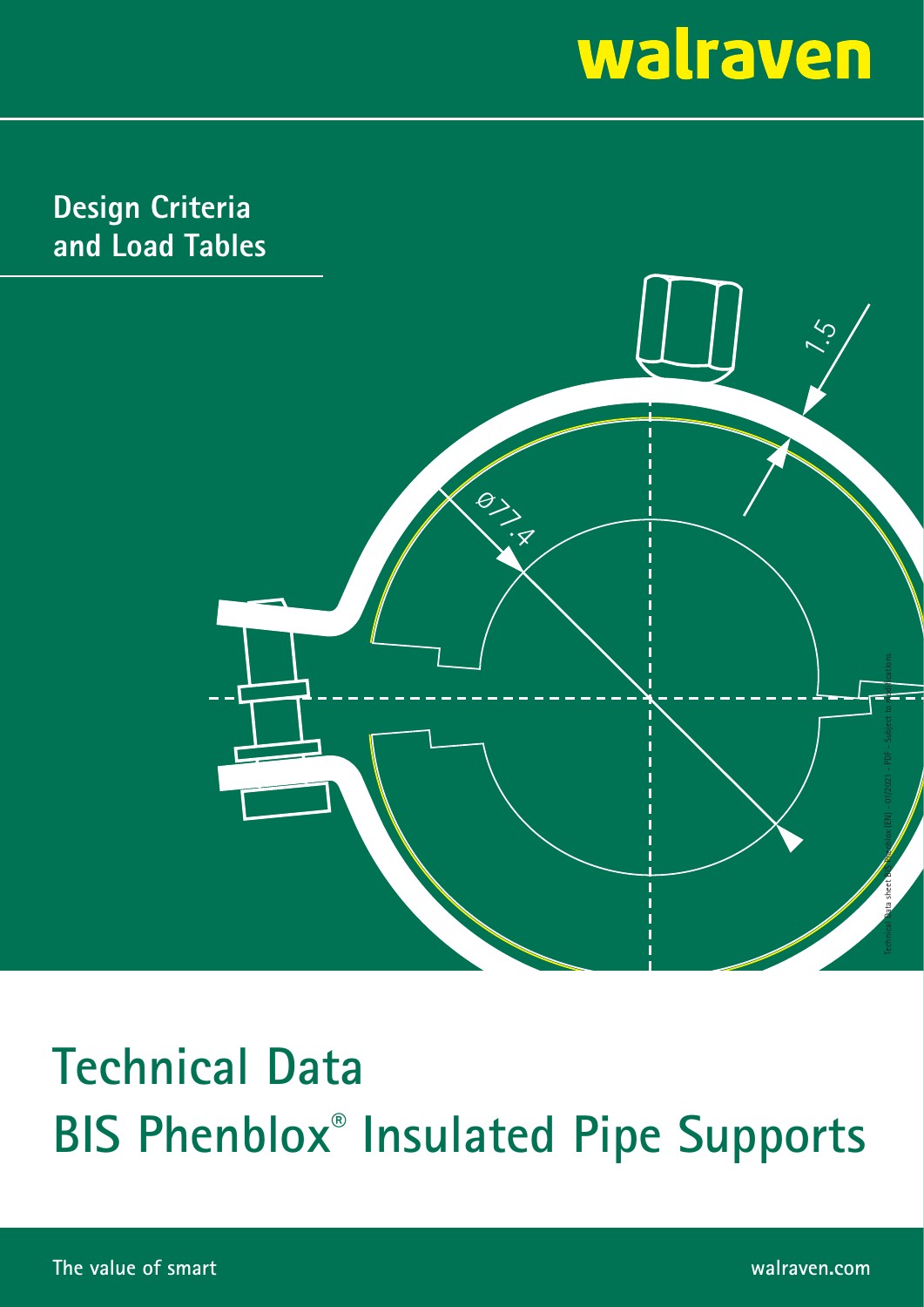walraven

**Design Criteria and Load Tables**

# Technical Data

# BIS Phenblox® Insulated Pipe Supports

The value of smart

walraven.com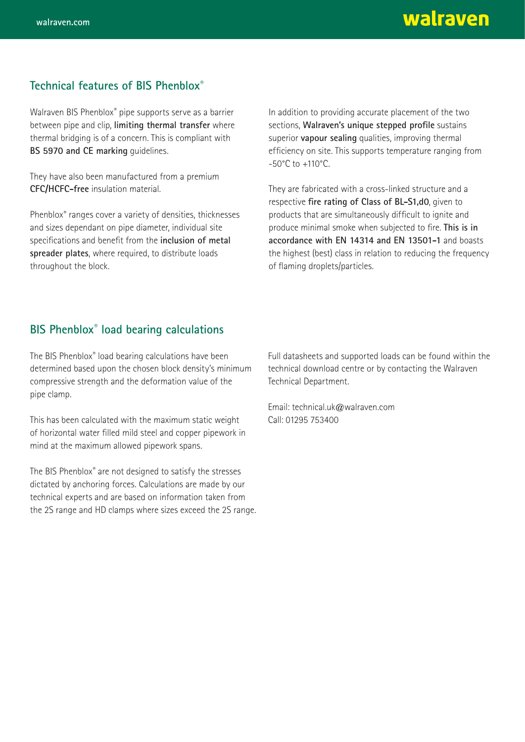## Technical features of BIS Phenblox®

Walraven BIS Phenblox® pipe supports serve as a barrier between pipe and clip, **limiting thermal transfer** where thermal bridging is of a concern. This is compliant with **BS 5970 and CE marking** guidelines.

They have also been manufactured from a premium **CFC/HCFC-free** insulation material.

Phenblox® ranges cover a variety of densities, thicknesses and sizes dependant on pipe diameter, individual site specifications and benefit from the **inclusion of metal spreader plates**, where required, to distribute loads throughout the block.

In addition to providing accurate placement of the two sections, **Walraven's unique stepped profile** sustains superior **vapour sealing** qualities, improving thermal efficiency on site. This supports temperature ranging from -50°C to +110°C.

They are fabricated with a cross-linked structure and a respective **fire rating of Class of BL-S1,d0**, given to products that are simultaneously difficult to ignite and produce minimal smoke when subjected to fire. **This is in accordance with EN 14314 and EN 13501-1** and boasts the highest (best) class in relation to reducing the frequency of flaming droplets/particles.

## BIS Phenblox® load bearing calculations

The BIS Phenblox® load bearing calculations have been determined based upon the chosen block density's minimum compressive strength and the deformation value of the pipe clamp.

This has been calculated with the maximum static weight of horizontal water filled mild steel and copper pipework in mind at the maximum allowed pipework spans.

The BIS Phenblox® are not designed to satisfy the stresses dictated by anchoring forces. Calculations are made by our technical experts and are based on information taken from the 2S range and HD clamps where sizes exceed the 2S range.

Full datasheets and supported loads can be found within the technical download centre or by contacting the Walraven Technical Department.

Email: technical.uk@walraven.com
Call: 01295 753400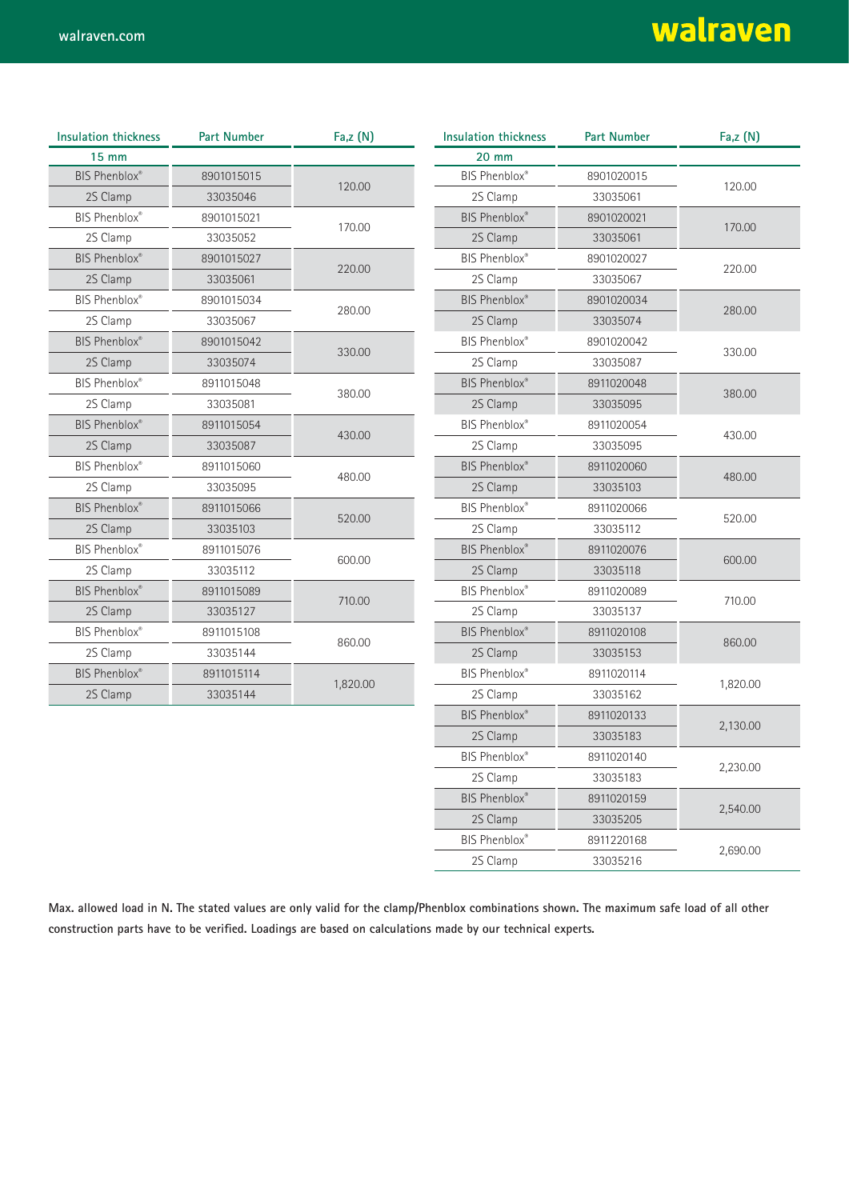| Insulation thickness | Part Number | Fa,z (N) |
|---|---|---|
| 15 mm | | |
| BIS Phenblox® | 8901015015 | 120.00 |
| 2S Clamp | 33035046 | |
| BIS Phenblox® | 8901015021 | 170.00 |
| 2S Clamp | 33035052 | |
| BIS Phenblox® | 8901015027 | 220.00 |
| 2S Clamp | 33035061 | |
| BIS Phenblox® | 8901015034 | 280.00 |
| 2S Clamp | 33035067 | |
| BIS Phenblox® | 8901015042 | 330.00 |
| 2S Clamp | 33035074 | |
| BIS Phenblox® | 8911015048 | 380.00 |
| 2S Clamp | 33035081 | |
| BIS Phenblox® | 8911015054 | 430.00 |
| 2S Clamp | 33035087 | |
| BIS Phenblox® | 8911015060 | 480.00 |
| 2S Clamp | 33035095 | |
| BIS Phenblox® | 8911015066 | 520.00 |
| 2S Clamp | 33035103 | |
| BIS Phenblox® | 8911015076 | 600.00 |
| 2S Clamp | 33035112 | |
| BIS Phenblox® | 8911015089 | 710.00 |
| 2S Clamp | 33035127 | |
| BIS Phenblox® | 8911015108 | 860.00 |
| 2S Clamp | 33035144 | |
| BIS Phenblox® | 8911015114 | 1,820.00 |
| 2S Clamp | 33035144 | |

| Insulation thickness | Part Number | Fa,z (N) |
|---|---|---|
| 20 mm | | |
| BIS Phenblox® | 8901020015 | 120.00 |
| 2S Clamp | 33035061 | |
| BIS Phenblox® | 8901020021 | 170.00 |
| 2S Clamp | 33035061 | |
| BIS Phenblox® | 8901020027 | 220.00 |
| 2S Clamp | 33035067 | |
| BIS Phenblox® | 8901020034 | 280.00 |
| 2S Clamp | 33035074 | |
| BIS Phenblox® | 8901020042 | 330.00 |
| 2S Clamp | 33035087 | |
| BIS Phenblox® | 8911020048 | 380.00 |
| 2S Clamp | 33035095 | |
| BIS Phenblox® | 8911020054 | 430.00 |
| 2S Clamp | 33035095 | |
| BIS Phenblox® | 8911020060 | 480.00 |
| 2S Clamp | 33035103 | |
| BIS Phenblox® | 8911020066 | 520.00 |
| 2S Clamp | 33035112 | |
| BIS Phenblox® | 8911020076 | 600.00 |
| 2S Clamp | 33035118 | |
| BIS Phenblox® | 8911020089 | 710.00 |
| 2S Clamp | 33035137 | |
| BIS Phenblox® | 8911020108 | 860.00 |
| 2S Clamp | 33035153 | |
| BIS Phenblox® | 8911020114 | 1,820.00 |
| 2S Clamp | 33035162 | |
| BIS Phenblox® | 8911020133 | 2,130.00 |
| 2S Clamp | 33035183 | |
| BIS Phenblox® | 8911020140 | 2,230.00 |
| 2S Clamp | 33035183 | |
| BIS Phenblox® | 8911020159 | 2,540.00 |
| 2S Clamp | 33035205 | |
| BIS Phenblox® | 8911220168 | 2,690.00 |
| 2S Clamp | 33035216 | |

**Max. allowed load in N. The stated values are only valid for the clamp/Phenblox combinations shown. The maximum safe load of all other construction parts have to be verified. Loadings are based on calculations made by our technical experts.**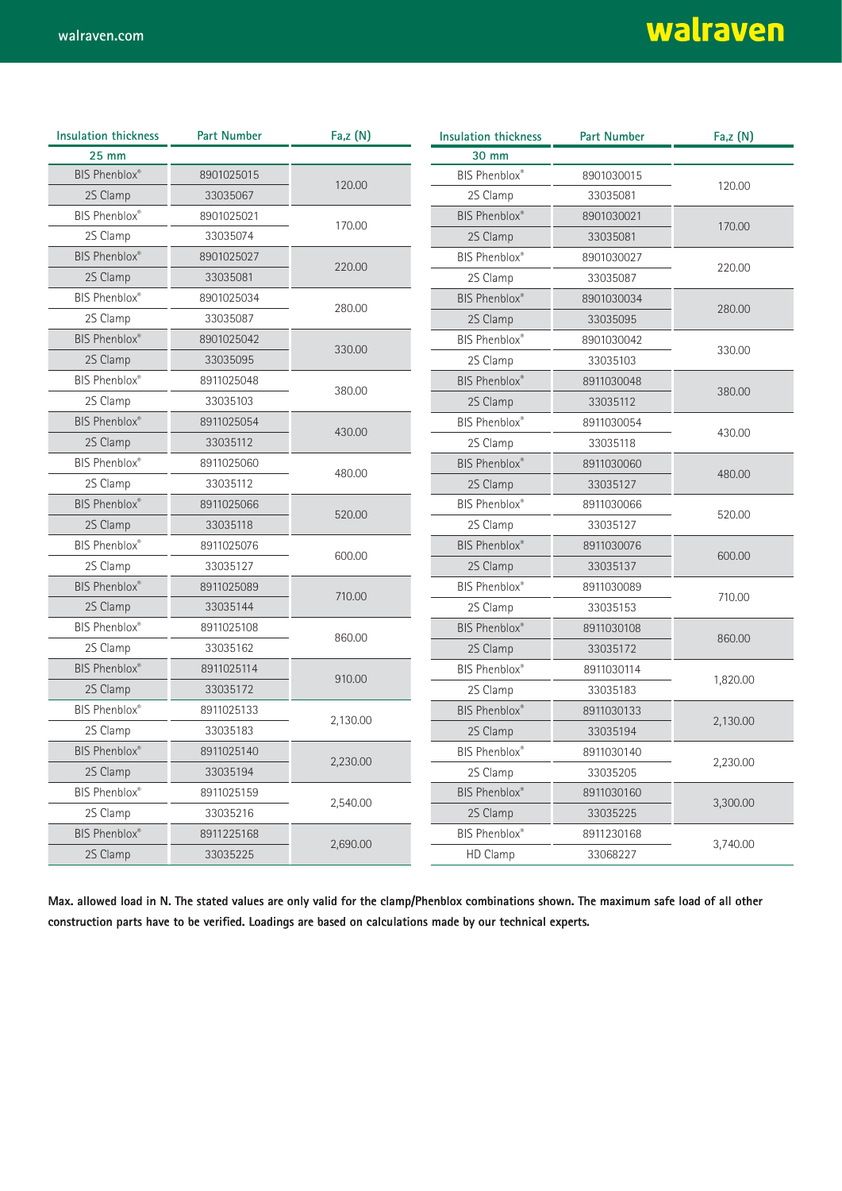| Insulation thickness | Part Number | Fa,z (N) |
|---|---|---|
| 25 mm | | |
| BIS Phenblox® | 8901025015 | 120.00 |
| 2S Clamp | 33035067 | |
| BIS Phenblox® | 8901025021 | 170.00 |
| 2S Clamp | 33035074 | |
| BIS Phenblox® | 8901025027 | 220.00 |
| 2S Clamp | 33035081 | |
| BIS Phenblox® | 8901025034 | 280.00 |
| 2S Clamp | 33035087 | |
| BIS Phenblox® | 8901025042 | 330.00 |
| 2S Clamp | 33035095 | |
| BIS Phenblox® | 8911025048 | 380.00 |
| 2S Clamp | 33035103 | |
| BIS Phenblox® | 8911025054 | 430.00 |
| 2S Clamp | 33035112 | |
| BIS Phenblox® | 8911025060 | 480.00 |
| 2S Clamp | 33035112 | |
| BIS Phenblox® | 8911025066 | 520.00 |
| 2S Clamp | 33035118 | |
| BIS Phenblox® | 8911025076 | 600.00 |
| 2S Clamp | 33035127 | |
| BIS Phenblox® | 8911025089 | 710.00 |
| 2S Clamp | 33035144 | |
| BIS Phenblox® | 8911025108 | 860.00 |
| 2S Clamp | 33035162 | |
| BIS Phenblox® | 8911025114 | 910.00 |
| 2S Clamp | 33035172 | |
| BIS Phenblox® | 8911025133 | 2,130.00 |
| 2S Clamp | 33035183 | |
| BIS Phenblox® | 8911025140 | 2,230.00 |
| 2S Clamp | 33035194 | |
| BIS Phenblox® | 8911025159 | 2,540.00 |
| 2S Clamp | 33035216 | |
| BIS Phenblox® | 8911225168 | 2,690.00 |
| 2S Clamp | 33035225 | |

| Insulation thickness | Part Number | Fa,z (N) |
|---|---|---|
| 30 mm | | |
| BIS Phenblox® | 8901030015 | 120.00 |
| 2S Clamp | 33035081 | |
| BIS Phenblox® | 8901030021 | 170.00 |
| 2S Clamp | 33035081 | |
| BIS Phenblox® | 8901030027 | 220.00 |
| 2S Clamp | 33035087 | |
| BIS Phenblox® | 8901030034 | 280.00 |
| 2S Clamp | 33035095 | |
| BIS Phenblox® | 8901030042 | 330.00 |
| 2S Clamp | 33035103 | |
| BIS Phenblox® | 8911030048 | 380.00 |
| 2S Clamp | 33035112 | |
| BIS Phenblox® | 8911030054 | 430.00 |
| 2S Clamp | 33035118 | |
| BIS Phenblox® | 8911030060 | 480.00 |
| 2S Clamp | 33035127 | |
| BIS Phenblox® | 8911030066 | 520.00 |
| 2S Clamp | 33035127 | |
| BIS Phenblox® | 8911030076 | 600.00 |
| 2S Clamp | 33035137 | |
| BIS Phenblox® | 8911030089 | 710.00 |
| 2S Clamp | 33035153 | |
| BIS Phenblox® | 8911030108 | 860.00 |
| 2S Clamp | 33035172 | |
| BIS Phenblox® | 8911030114 | 1,820.00 |
| 2S Clamp | 33035183 | |
| BIS Phenblox® | 8911030133 | 2,130.00 |
| 2S Clamp | 33035194 | |
| BIS Phenblox® | 8911030140 | 2,230.00 |
| 2S Clamp | 33035205 | |
| BIS Phenblox® | 8911030160 | 3,300.00 |
| 2S Clamp | 33035225 | |
| BIS Phenblox® | 8911230168 | 3,740.00 |
| HD Clamp | 33068227 | |

**Max. allowed load in N. The stated values are only valid for the clamp/Phenblox combinations shown. The maximum safe load of all other construction parts have to be verified. Loadings are based on calculations made by our technical experts.**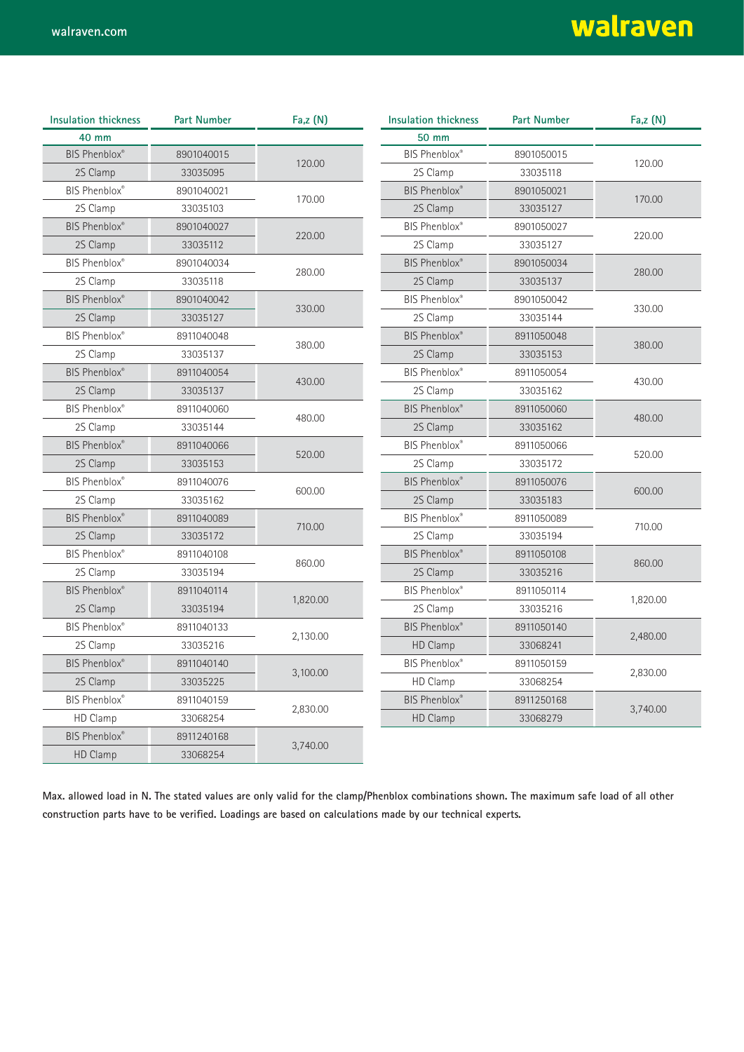| Insulation thickness | Part Number | Fa,z (N) |
|---|---|---|
| 40 mm | | |
| BIS Phenblox® | 8901040015 | 120.00 |
| 2S Clamp | 33035095 | |
| BIS Phenblox® | 8901040021 | 170.00 |
| 2S Clamp | 33035103 | |
| BIS Phenblox® | 8901040027 | 220.00 |
| 2S Clamp | 33035112 | |
| BIS Phenblox® | 8901040034 | 280.00 |
| 2S Clamp | 33035118 | |
| BIS Phenblox® | 8901040042 | 330.00 |
| 2S Clamp | 33035127 | |
| BIS Phenblox® | 8911040048 | 380.00 |
| 2S Clamp | 33035137 | |
| BIS Phenblox® | 8911040054 | 430.00 |
| 2S Clamp | 33035137 | |
| BIS Phenblox® | 8911040060 | 480.00 |
| 2S Clamp | 33035144 | |
| BIS Phenblox® | 8911040066 | 520.00 |
| 2S Clamp | 33035153 | |
| BIS Phenblox® | 8911040076 | 600.00 |
| 2S Clamp | 33035162 | |
| BIS Phenblox® | 8911040089 | 710.00 |
| 2S Clamp | 33035172 | |
| BIS Phenblox® | 8911040108 | 860.00 |
| 2S Clamp | 33035194 | |
| BIS Phenblox® | 8911040114 | 1,820.00 |
| 2S Clamp | 33035194 | |
| BIS Phenblox® | 8911040133 | 2,130.00 |
| 2S Clamp | 33035216 | |
| BIS Phenblox® | 8911040140 | 3,100.00 |
| 2S Clamp | 33035225 | |
| BIS Phenblox® | 8911040159 | 2,830.00 |
| HD Clamp | 33068254 | |
| BIS Phenblox® | 8911240168 | 3,740.00 |
| HD Clamp | 33068254 | |

| Insulation thickness | Part Number | Fa,z (N) |
|---|---|---|
| 50 mm | | |
| BIS Phenblox® | 8901050015 | 120.00 |
| 2S Clamp | 33035118 | |
| BIS Phenblox® | 8901050021 | 170.00 |
| 2S Clamp | 33035127 | |
| BIS Phenblox® | 8901050027 | 220.00 |
| 2S Clamp | 33035127 | |
| BIS Phenblox® | 8901050034 | 280.00 |
| 2S Clamp | 33035137 | |
| BIS Phenblox® | 8901050042 | 330.00 |
| 2S Clamp | 33035144 | |
| BIS Phenblox® | 8911050048 | 380.00 |
| 2S Clamp | 33035153 | |
| BIS Phenblox® | 8911050054 | 430.00 |
| 2S Clamp | 33035162 | |
| BIS Phenblox® | 8911050060 | 480.00 |
| 2S Clamp | 33035162 | |
| BIS Phenblox® | 8911050066 | 520.00 |
| 2S Clamp | 33035172 | |
| BIS Phenblox® | 8911050076 | 600.00 |
| 2S Clamp | 33035183 | |
| BIS Phenblox® | 8911050089 | 710.00 |
| 2S Clamp | 33035194 | |
| BIS Phenblox® | 8911050108 | 860.00 |
| 2S Clamp | 33035216 | |
| BIS Phenblox® | 8911050114 | 1,820.00 |
| 2S Clamp | 33035216 | |
| BIS Phenblox® | 8911050140 | 2,480.00 |
| HD Clamp | 33068241 | |
| BIS Phenblox® | 8911050159 | 2,830.00 |
| HD Clamp | 33068254 | |
| BIS Phenblox® | 8911250168 | 3,740.00 |
| HD Clamp | 33068279 | |

**Max. allowed load in N. The stated values are only valid for the clamp/Phenblox combinations shown. The maximum safe load of all other construction parts have to be verified. Loadings are based on calculations made by our technical experts.**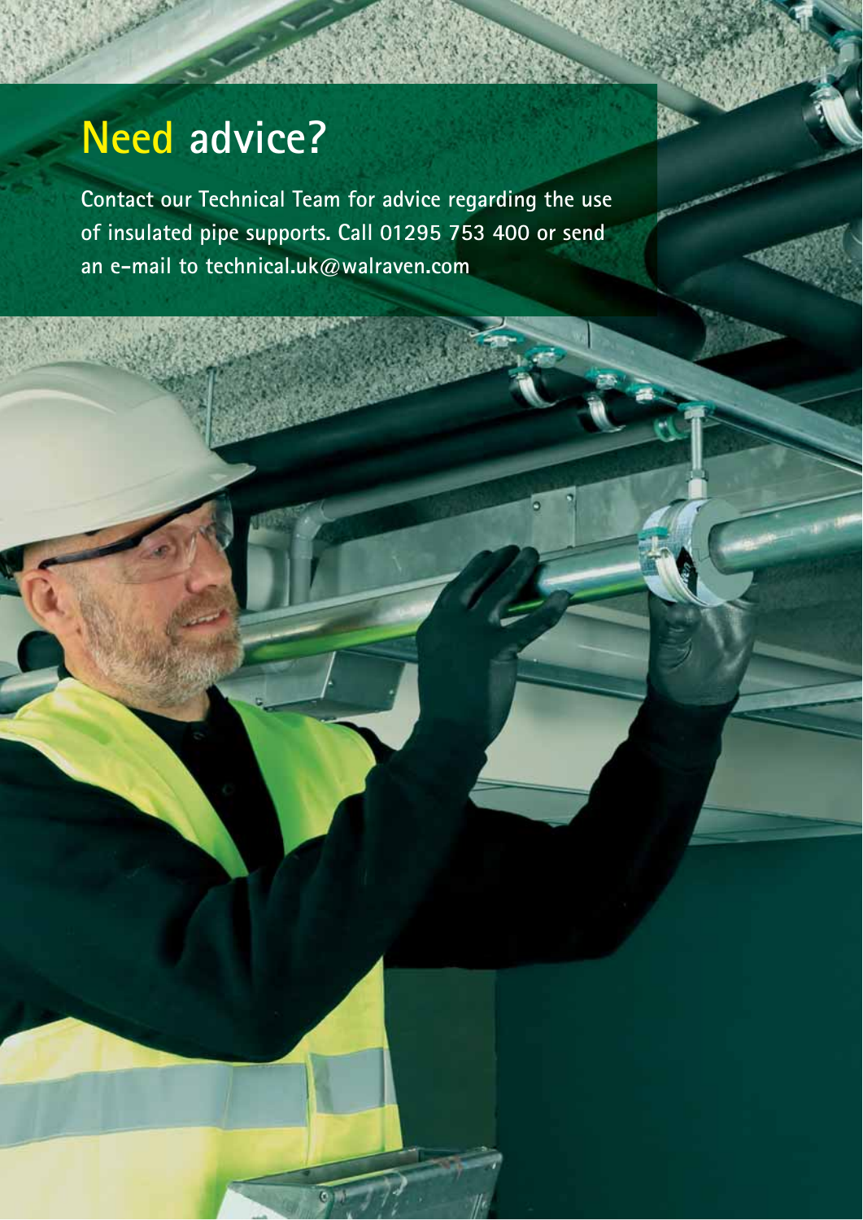# Need advice?

**Contact our Technical Team for advice regarding the use of insulated pipe supports. Call 01295 753 400 or send an e-mail to technical.uk@walraven.com**